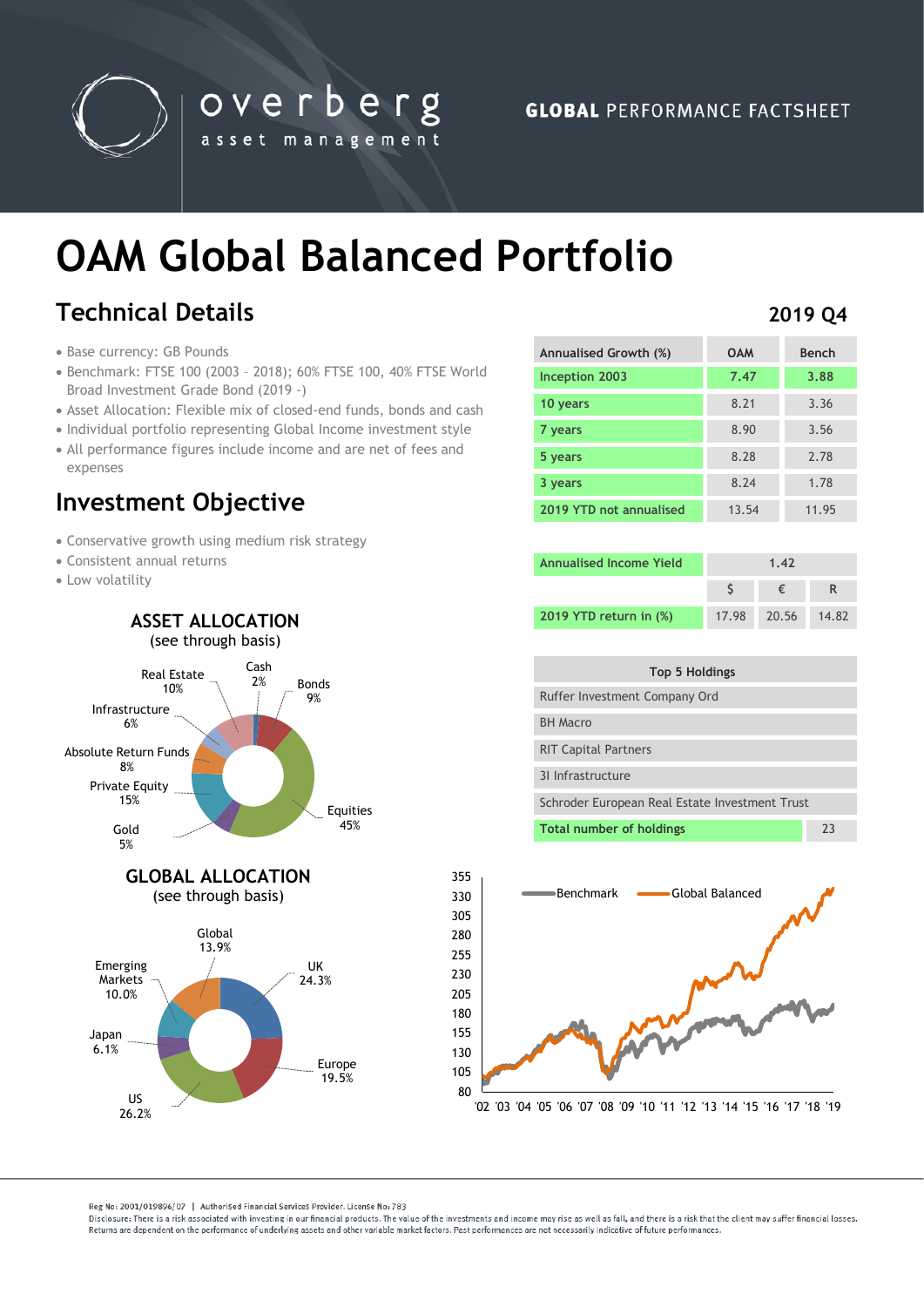overberg asset management

GLOBAL PERFORMANCE FACTSHEET

# OAM Global Balanced Portfolio

## Technical Details

2019 Q4

- Base currency: GB Pounds
- Benchmark: FTSE 100 (2003 – 2018); 60% FTSE 100, 40% FTSE World Broad Investment Grade Bond (2019 -)
- Asset Allocation: Flexible mix of closed-end funds, bonds and cash
- Individual portfolio representing Global Income investment style
- All performance figures include income and are net of fees and expenses

## Investment Objective

- Conservative growth using medium risk strategy
- Consistent annual returns
- Low volatility

| Annualised Growth (%) | OAM | Bench |
|---|---|---|
| Inception 2003 | 7.47 | 3.88 |
| 10 years | 8.21 | 3.36 |
| 7 years | 8.90 | 3.56 |
| 5 years | 8.28 | 2.78 |
| 3 years | 8.24 | 1.78 |
| 2019 YTD not annualised | 13.54 | 11.95 |

| | | | |
|---|---|---|---|
| Annualised Income Yield | 1.42 | | |
| | $ | € | R |
| 2019 YTD return in (%) | 17.98 | 20.56 | 14.82 |

| Top 5 Holdings | |
|---|---|
| Ruffer Investment Company Ord | |
| BH Macro | |
| RIT Capital Partners | |
| 3I Infrastructure | |
| Schroder European Real Estate Investment Trust | |
| Total number of holdings | 23 |

### ASSET ALLOCATION
(see through basis)

Cash 2%
Bonds 9%
Equities 45%
Gold 5%
Private Equity 15%
Absolute Return Funds 8%
Infrastructure 6%
Real Estate 10%

### GLOBAL ALLOCATION
(see through basis)

Global 13.9%
UK 24.3%
Europe 19.5%
US 26.2%
Japan 6.1%
Emerging Markets 10.0%

Benchmark
Global Balanced

355
330
305
280
255
230
205
180
155
130
105
80

'02 '03 '04 '05 '06 '07 '08 '09 '10 '11 '12 '13 '14 '15 '16 '17 '18 '19

Reg No: 2001/019896/07 | Authorised Financial Services Provider. License No: 783

Disclosure: There is a risk associated with investing in our financial products. The value of the investments and income may rise as well as fall, and there is a risk that the client may suffer financial losses. Returns are dependent on the performance of underlying assets and other variable market factors. Past performances are not necessarily indicative of future performances.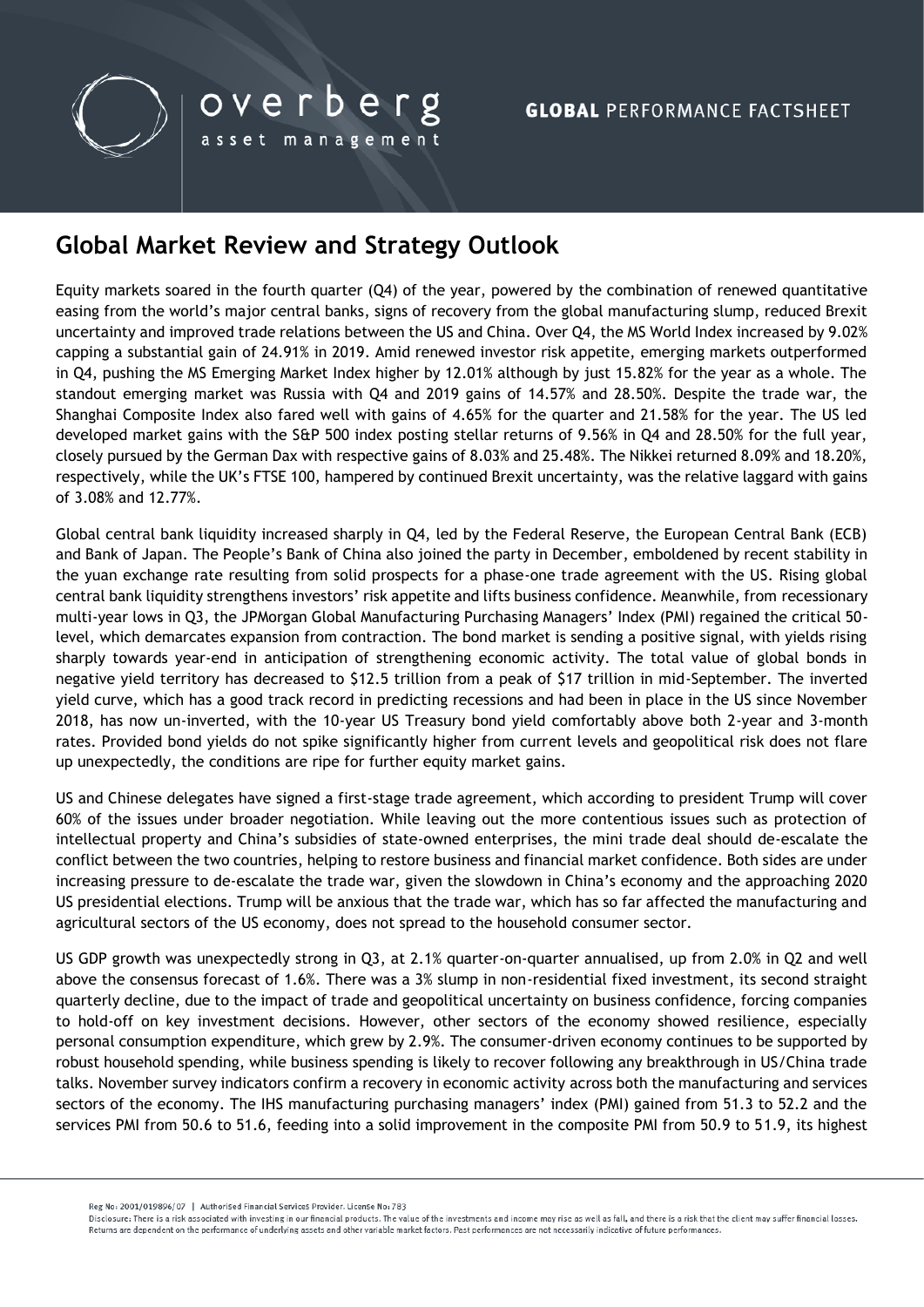# Global Market Review and Strategy Outlook

Equity markets soared in the fourth quarter (Q4) of the year, powered by the combination of renewed quantitative easing from the world's major central banks, signs of recovery from the global manufacturing slump, reduced Brexit uncertainty and improved trade relations between the US and China. Over Q4, the MS World Index increased by 9.02% capping a substantial gain of 24.91% in 2019. Amid renewed investor risk appetite, emerging markets outperformed in Q4, pushing the MS Emerging Market Index higher by 12.01% although by just 15.82% for the year as a whole. The standout emerging market was Russia with Q4 and 2019 gains of 14.57% and 28.50%. Despite the trade war, the Shanghai Composite Index also fared well with gains of 4.65% for the quarter and 21.58% for the year. The US led developed market gains with the S&P 500 index posting stellar returns of 9.56% in Q4 and 28.50% for the full year, closely pursued by the German Dax with respective gains of 8.03% and 25.48%. The Nikkei returned 8.09% and 18.20%, respectively, while the UK's FTSE 100, hampered by continued Brexit uncertainty, was the relative laggard with gains of 3.08% and 12.77%.

Global central bank liquidity increased sharply in Q4, led by the Federal Reserve, the European Central Bank (ECB) and Bank of Japan. The People's Bank of China also joined the party in December, emboldened by recent stability in the yuan exchange rate resulting from solid prospects for a phase-one trade agreement with the US. Rising global central bank liquidity strengthens investors' risk appetite and lifts business confidence. Meanwhile, from recessionary multi-year lows in Q3, the JPMorgan Global Manufacturing Purchasing Managers' Index (PMI) regained the critical 50-level, which demarcates expansion from contraction. The bond market is sending a positive signal, with yields rising sharply towards year-end in anticipation of strengthening economic activity. The total value of global bonds in negative yield territory has decreased to $12.5 trillion from a peak of $17 trillion in mid-September. The inverted yield curve, which has a good track record in predicting recessions and had been in place in the US since November 2018, has now un-inverted, with the 10-year US Treasury bond yield comfortably above both 2-year and 3-month rates. Provided bond yields do not spike significantly higher from current levels and geopolitical risk does not flare up unexpectedly, the conditions are ripe for further equity market gains.

US and Chinese delegates have signed a first-stage trade agreement, which according to president Trump will cover 60% of the issues under broader negotiation. While leaving out the more contentious issues such as protection of intellectual property and China's subsidies of state-owned enterprises, the mini trade deal should de-escalate the conflict between the two countries, helping to restore business and financial market confidence. Both sides are under increasing pressure to de-escalate the trade war, given the slowdown in China's economy and the approaching 2020 US presidential elections. Trump will be anxious that the trade war, which has so far affected the manufacturing and agricultural sectors of the US economy, does not spread to the household consumer sector.

US GDP growth was unexpectedly strong in Q3, at 2.1% quarter-on-quarter annualised, up from 2.0% in Q2 and well above the consensus forecast of 1.6%. There was a 3% slump in non-residential fixed investment, its second straight quarterly decline, due to the impact of trade and geopolitical uncertainty on business confidence, forcing companies to hold-off on key investment decisions. However, other sectors of the economy showed resilience, especially personal consumption expenditure, which grew by 2.9%. The consumer-driven economy continues to be supported by robust household spending, while business spending is likely to recover following any breakthrough in US/China trade talks. November survey indicators confirm a recovery in economic activity across both the manufacturing and services sectors of the economy. The IHS manufacturing purchasing managers' index (PMI) gained from 51.3 to 52.2 and the services PMI from 50.6 to 51.6, feeding into a solid improvement in the composite PMI from 50.9 to 51.9, its highest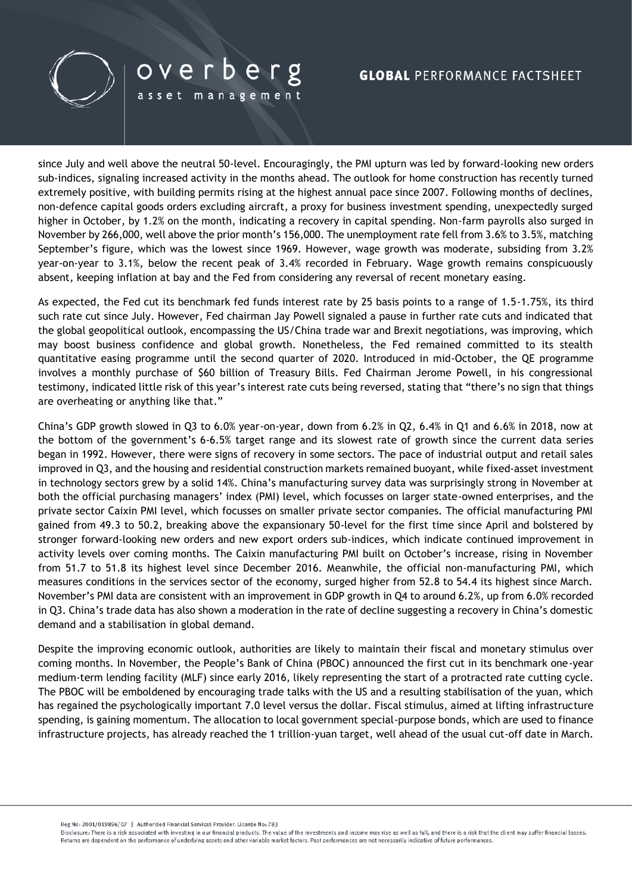since July and well above the neutral 50-level. Encouragingly, the PMI upturn was led by forward-looking new orders sub-indices, signaling increased activity in the months ahead. The outlook for home construction has recently turned extremely positive, with building permits rising at the highest annual pace since 2007. Following months of declines, non-defence capital goods orders excluding aircraft, a proxy for business investment spending, unexpectedly surged higher in October, by 1.2% on the month, indicating a recovery in capital spending. Non-farm payrolls also surged in November by 266,000, well above the prior month's 156,000. The unemployment rate fell from 3.6% to 3.5%, matching September's figure, which was the lowest since 1969. However, wage growth was moderate, subsiding from 3.2% year-on-year to 3.1%, below the recent peak of 3.4% recorded in February. Wage growth remains conspicuously absent, keeping inflation at bay and the Fed from considering any reversal of recent monetary easing.

As expected, the Fed cut its benchmark fed funds interest rate by 25 basis points to a range of 1.5-1.75%, its third such rate cut since July. However, Fed chairman Jay Powell signaled a pause in further rate cuts and indicated that the global geopolitical outlook, encompassing the US/China trade war and Brexit negotiations, was improving, which may boost business confidence and global growth. Nonetheless, the Fed remained committed to its stealth quantitative easing programme until the second quarter of 2020. Introduced in mid-October, the QE programme involves a monthly purchase of $60 billion of Treasury Bills. Fed Chairman Jerome Powell, in his congressional testimony, indicated little risk of this year's interest rate cuts being reversed, stating that "there's no sign that things are overheating or anything like that."

China's GDP growth slowed in Q3 to 6.0% year-on-year, down from 6.2% in Q2, 6.4% in Q1 and 6.6% in 2018, now at the bottom of the government's 6-6.5% target range and its slowest rate of growth since the current data series began in 1992. However, there were signs of recovery in some sectors. The pace of industrial output and retail sales improved in Q3, and the housing and residential construction markets remained buoyant, while fixed-asset investment in technology sectors grew by a solid 14%. China's manufacturing survey data was surprisingly strong in November at both the official purchasing managers' index (PMI) level, which focusses on larger state-owned enterprises, and the private sector Caixin PMI level, which focusses on smaller private sector companies. The official manufacturing PMI gained from 49.3 to 50.2, breaking above the expansionary 50-level for the first time since April and bolstered by stronger forward-looking new orders and new export orders sub-indices, which indicate continued improvement in activity levels over coming months. The Caixin manufacturing PMI built on October's increase, rising in November from 51.7 to 51.8 its highest level since December 2016. Meanwhile, the official non-manufacturing PMI, which measures conditions in the services sector of the economy, surged higher from 52.8 to 54.4 its highest since March. November's PMI data are consistent with an improvement in GDP growth in Q4 to around 6.2%, up from 6.0% recorded in Q3. China's trade data has also shown a moderation in the rate of decline suggesting a recovery in China's domestic demand and a stabilisation in global demand.

Despite the improving economic outlook, authorities are likely to maintain their fiscal and monetary stimulus over coming months. In November, the People's Bank of China (PBOC) announced the first cut in its benchmark one-year medium-term lending facility (MLF) since early 2016, likely representing the start of a protracted rate cutting cycle. The PBOC will be emboldened by encouraging trade talks with the US and a resulting stabilisation of the yuan, which has regained the psychologically important 7.0 level versus the dollar. Fiscal stimulus, aimed at lifting infrastructure spending, is gaining momentum. The allocation to local government special-purpose bonds, which are used to finance infrastructure projects, has already reached the 1 trillion-yuan target, well ahead of the usual cut-off date in March.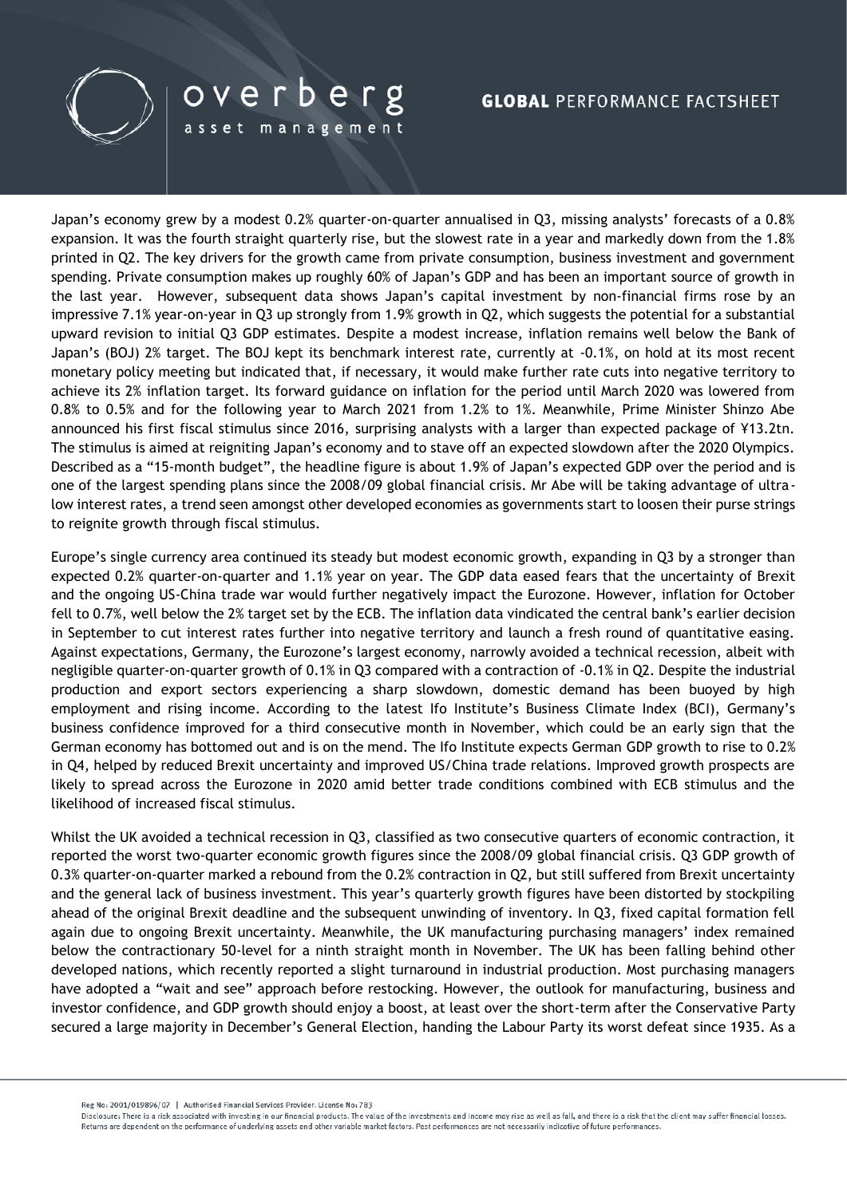Japan's economy grew by a modest 0.2% quarter-on-quarter annualised in Q3, missing analysts' forecasts of a 0.8% expansion. It was the fourth straight quarterly rise, but the slowest rate in a year and markedly down from the 1.8% printed in Q2. The key drivers for the growth came from private consumption, business investment and government spending. Private consumption makes up roughly 60% of Japan's GDP and has been an important source of growth in the last year. However, subsequent data shows Japan's capital investment by non-financial firms rose by an impressive 7.1% year-on-year in Q3 up strongly from 1.9% growth in Q2, which suggests the potential for a substantial upward revision to initial Q3 GDP estimates. Despite a modest increase, inflation remains well below the Bank of Japan's (BOJ) 2% target. The BOJ kept its benchmark interest rate, currently at -0.1%, on hold at its most recent monetary policy meeting but indicated that, if necessary, it would make further rate cuts into negative territory to achieve its 2% inflation target. Its forward guidance on inflation for the period until March 2020 was lowered from 0.8% to 0.5% and for the following year to March 2021 from 1.2% to 1%. Meanwhile, Prime Minister Shinzo Abe announced his first fiscal stimulus since 2016, surprising analysts with a larger than expected package of ¥13.2tn. The stimulus is aimed at reigniting Japan's economy and to stave off an expected slowdown after the 2020 Olympics. Described as a "15-month budget", the headline figure is about 1.9% of Japan's expected GDP over the period and is one of the largest spending plans since the 2008/09 global financial crisis. Mr Abe will be taking advantage of ultra-low interest rates, a trend seen amongst other developed economies as governments start to loosen their purse strings to reignite growth through fiscal stimulus.

Europe's single currency area continued its steady but modest economic growth, expanding in Q3 by a stronger than expected 0.2% quarter-on-quarter and 1.1% year on year. The GDP data eased fears that the uncertainty of Brexit and the ongoing US-China trade war would further negatively impact the Eurozone. However, inflation for October fell to 0.7%, well below the 2% target set by the ECB. The inflation data vindicated the central bank's earlier decision in September to cut interest rates further into negative territory and launch a fresh round of quantitative easing. Against expectations, Germany, the Eurozone's largest economy, narrowly avoided a technical recession, albeit with negligible quarter-on-quarter growth of 0.1% in Q3 compared with a contraction of -0.1% in Q2. Despite the industrial production and export sectors experiencing a sharp slowdown, domestic demand has been buoyed by high employment and rising income. According to the latest Ifo Institute's Business Climate Index (BCI), Germany's business confidence improved for a third consecutive month in November, which could be an early sign that the German economy has bottomed out and is on the mend. The Ifo Institute expects German GDP growth to rise to 0.2% in Q4, helped by reduced Brexit uncertainty and improved US/China trade relations. Improved growth prospects are likely to spread across the Eurozone in 2020 amid better trade conditions combined with ECB stimulus and the likelihood of increased fiscal stimulus.

Whilst the UK avoided a technical recession in Q3, classified as two consecutive quarters of economic contraction, it reported the worst two-quarter economic growth figures since the 2008/09 global financial crisis. Q3 GDP growth of 0.3% quarter-on-quarter marked a rebound from the 0.2% contraction in Q2, but still suffered from Brexit uncertainty and the general lack of business investment. This year's quarterly growth figures have been distorted by stockpiling ahead of the original Brexit deadline and the subsequent unwinding of inventory. In Q3, fixed capital formation fell again due to ongoing Brexit uncertainty. Meanwhile, the UK manufacturing purchasing managers' index remained below the contractionary 50-level for a ninth straight month in November. The UK has been falling behind other developed nations, which recently reported a slight turnaround in industrial production. Most purchasing managers have adopted a "wait and see" approach before restocking. However, the outlook for manufacturing, business and investor confidence, and GDP growth should enjoy a boost, at least over the short-term after the Conservative Party secured a large majority in December's General Election, handing the Labour Party its worst defeat since 1935. As a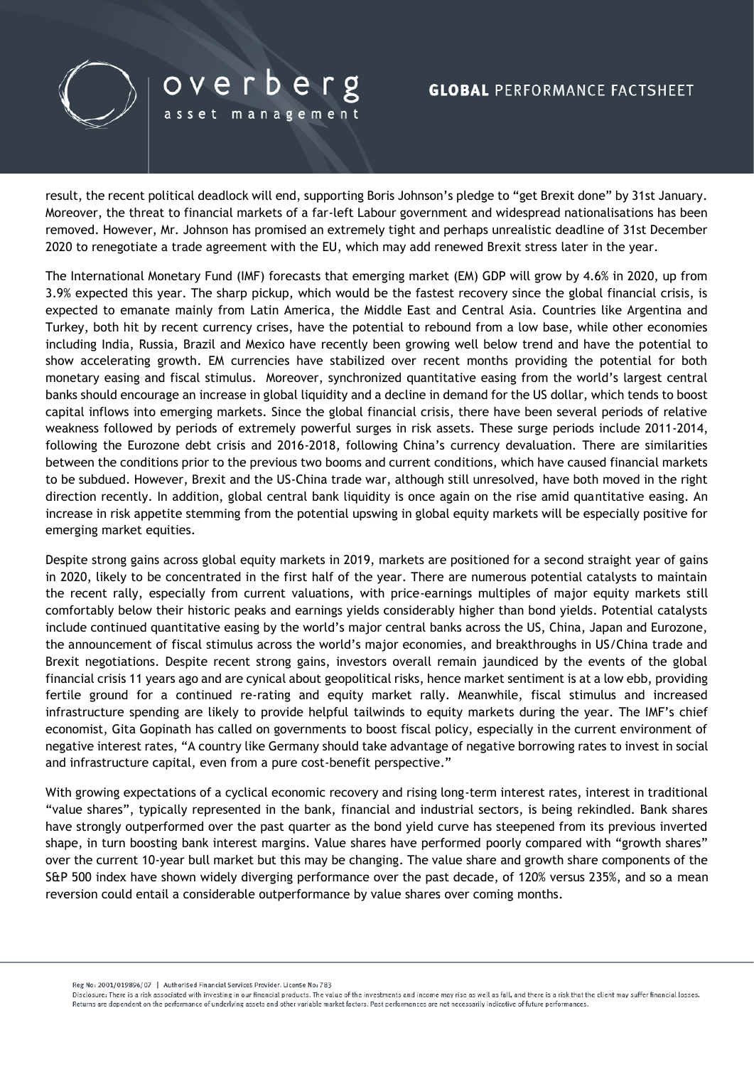result, the recent political deadlock will end, supporting Boris Johnson's pledge to "get Brexit done" by 31st January. Moreover, the threat to financial markets of a far-left Labour government and widespread nationalisations has been removed. However, Mr. Johnson has promised an extremely tight and perhaps unrealistic deadline of 31st December 2020 to renegotiate a trade agreement with the EU, which may add renewed Brexit stress later in the year.

The International Monetary Fund (IMF) forecasts that emerging market (EM) GDP will grow by 4.6% in 2020, up from 3.9% expected this year. The sharp pickup, which would be the fastest recovery since the global financial crisis, is expected to emanate mainly from Latin America, the Middle East and Central Asia. Countries like Argentina and Turkey, both hit by recent currency crises, have the potential to rebound from a low base, while other economies including India, Russia, Brazil and Mexico have recently been growing well below trend and have the potential to show accelerating growth. EM currencies have stabilized over recent months providing the potential for both monetary easing and fiscal stimulus. Moreover, synchronized quantitative easing from the world's largest central banks should encourage an increase in global liquidity and a decline in demand for the US dollar, which tends to boost capital inflows into emerging markets. Since the global financial crisis, there have been several periods of relative weakness followed by periods of extremely powerful surges in risk assets. These surge periods include 2011-2014, following the Eurozone debt crisis and 2016-2018, following China's currency devaluation. There are similarities between the conditions prior to the previous two booms and current conditions, which have caused financial markets to be subdued. However, Brexit and the US-China trade war, although still unresolved, have both moved in the right direction recently. In addition, global central bank liquidity is once again on the rise amid quantitative easing. An increase in risk appetite stemming from the potential upswing in global equity markets will be especially positive for emerging market equities.

Despite strong gains across global equity markets in 2019, markets are positioned for a second straight year of gains in 2020, likely to be concentrated in the first half of the year. There are numerous potential catalysts to maintain the recent rally, especially from current valuations, with price-earnings multiples of major equity markets still comfortably below their historic peaks and earnings yields considerably higher than bond yields. Potential catalysts include continued quantitative easing by the world's major central banks across the US, China, Japan and Eurozone, the announcement of fiscal stimulus across the world's major economies, and breakthroughs in US/China trade and Brexit negotiations. Despite recent strong gains, investors overall remain jaundiced by the events of the global financial crisis 11 years ago and are cynical about geopolitical risks, hence market sentiment is at a low ebb, providing fertile ground for a continued re-rating and equity market rally. Meanwhile, fiscal stimulus and increased infrastructure spending are likely to provide helpful tailwinds to equity markets during the year. The IMF's chief economist, Gita Gopinath has called on governments to boost fiscal policy, especially in the current environment of negative interest rates, "A country like Germany should take advantage of negative borrowing rates to invest in social and infrastructure capital, even from a pure cost-benefit perspective."

With growing expectations of a cyclical economic recovery and rising long-term interest rates, interest in traditional "value shares", typically represented in the bank, financial and industrial sectors, is being rekindled. Bank shares have strongly outperformed over the past quarter as the bond yield curve has steepened from its previous inverted shape, in turn boosting bank interest margins. Value shares have performed poorly compared with "growth shares" over the current 10-year bull market but this may be changing. The value share and growth share components of the S&P 500 index have shown widely diverging performance over the past decade, of 120% versus 235%, and so a mean reversion could entail a considerable outperformance by value shares over coming months.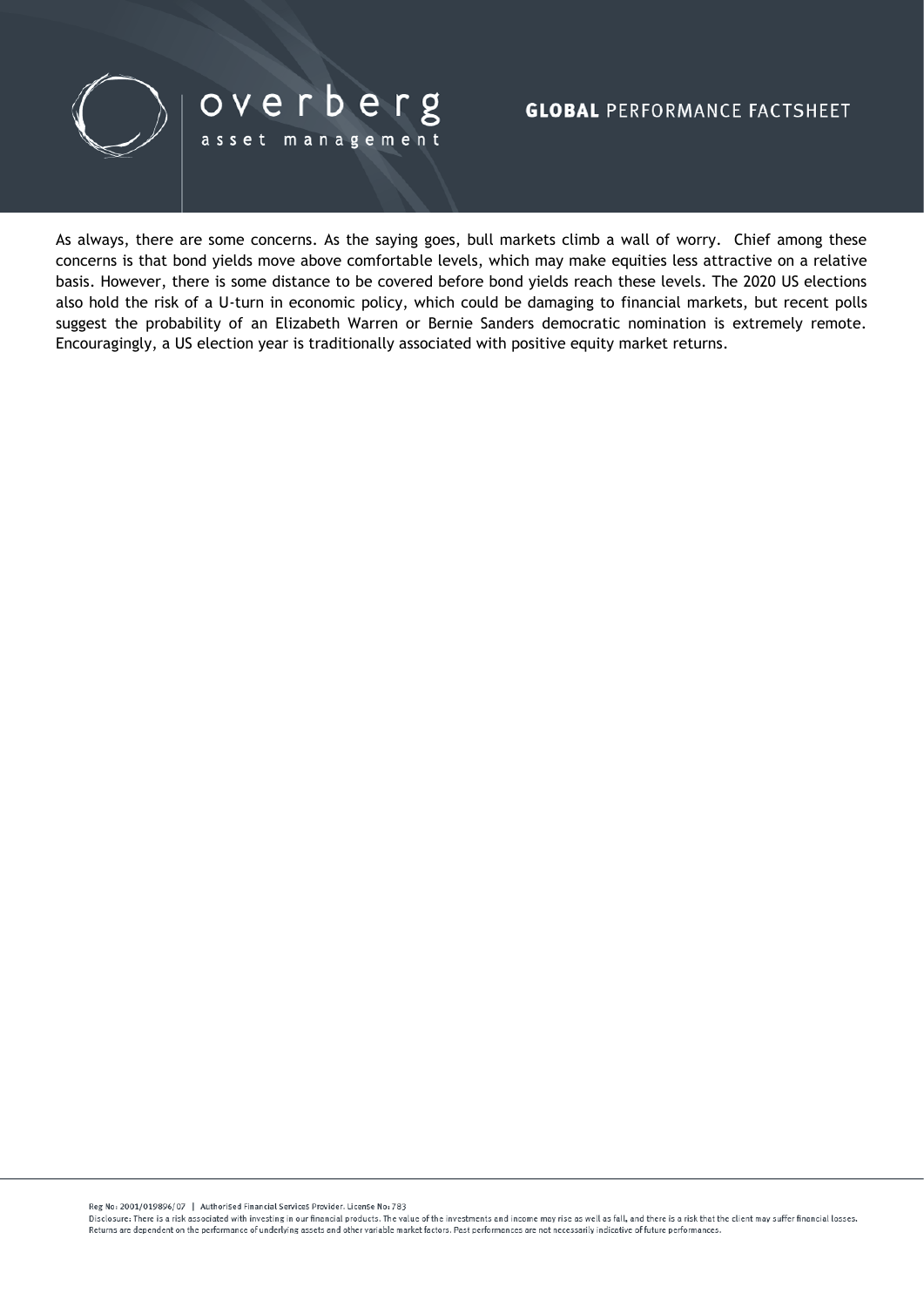As always, there are some concerns. As the saying goes, bull markets climb a wall of worry.  Chief among these concerns is that bond yields move above comfortable levels, which may make equities less attractive on a relative basis. However, there is some distance to be covered before bond yields reach these levels. The 2020 US elections also hold the risk of a U-turn in economic policy, which could be damaging to financial markets, but recent polls suggest the probability of an Elizabeth Warren or Bernie Sanders democratic nomination is extremely remote. Encouragingly, a US election year is traditionally associated with positive equity market returns.